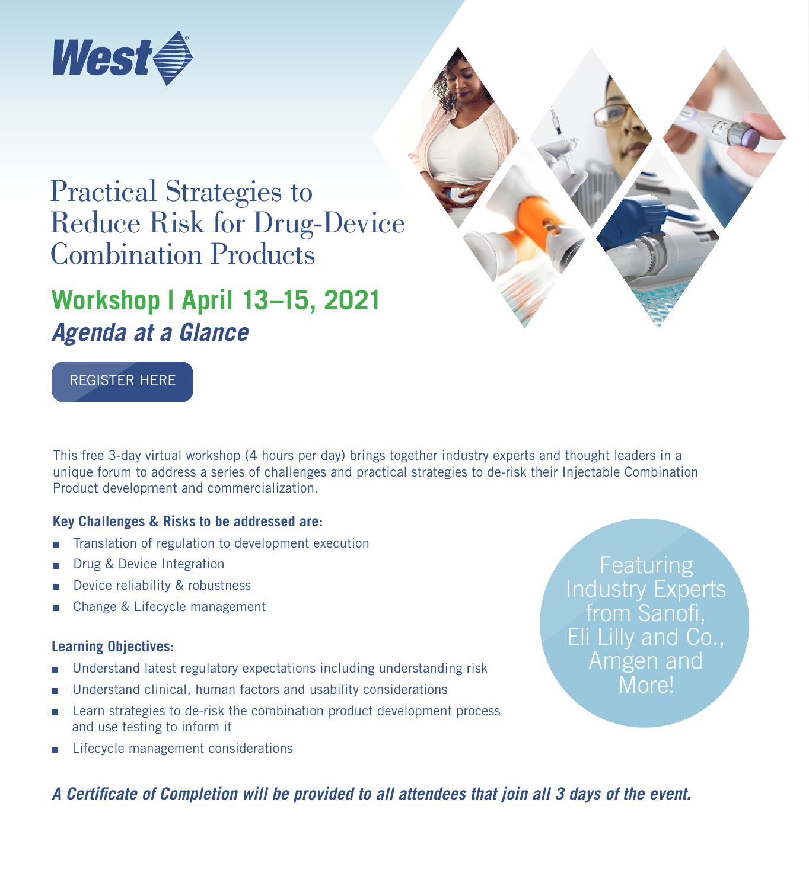West

# Practical Strategies to Reduce Risk for Drug-Device Combination Products

## Workshop | April 13–15, 2021

### *Agenda at a Glance*

REGISTER HERE

This free 3-day virtual workshop (4 hours per day) brings together industry experts and thought leaders in a unique forum to address a series of challenges and practical strategies to de-risk their Injectable Combination Product development and commercialization.

**Key Challenges & Risks to be addressed are:**

- Translation of regulation to development execution
- Drug & Device Integration
- Device reliability & robustness
- Change & Lifecycle management

**Learning Objectives:**

- Understand latest regulatory expectations including understanding risk
- Understand clinical, human factors and usability considerations
- Learn strategies to de-risk the combination product development process and use testing to inform it
- Lifecycle management considerations

Featuring Industry Experts from Sanofi, Eli Lilly and Co., Amgen and More!

***A Certificate of Completion will be provided to all attendees that join all 3 days of the event.***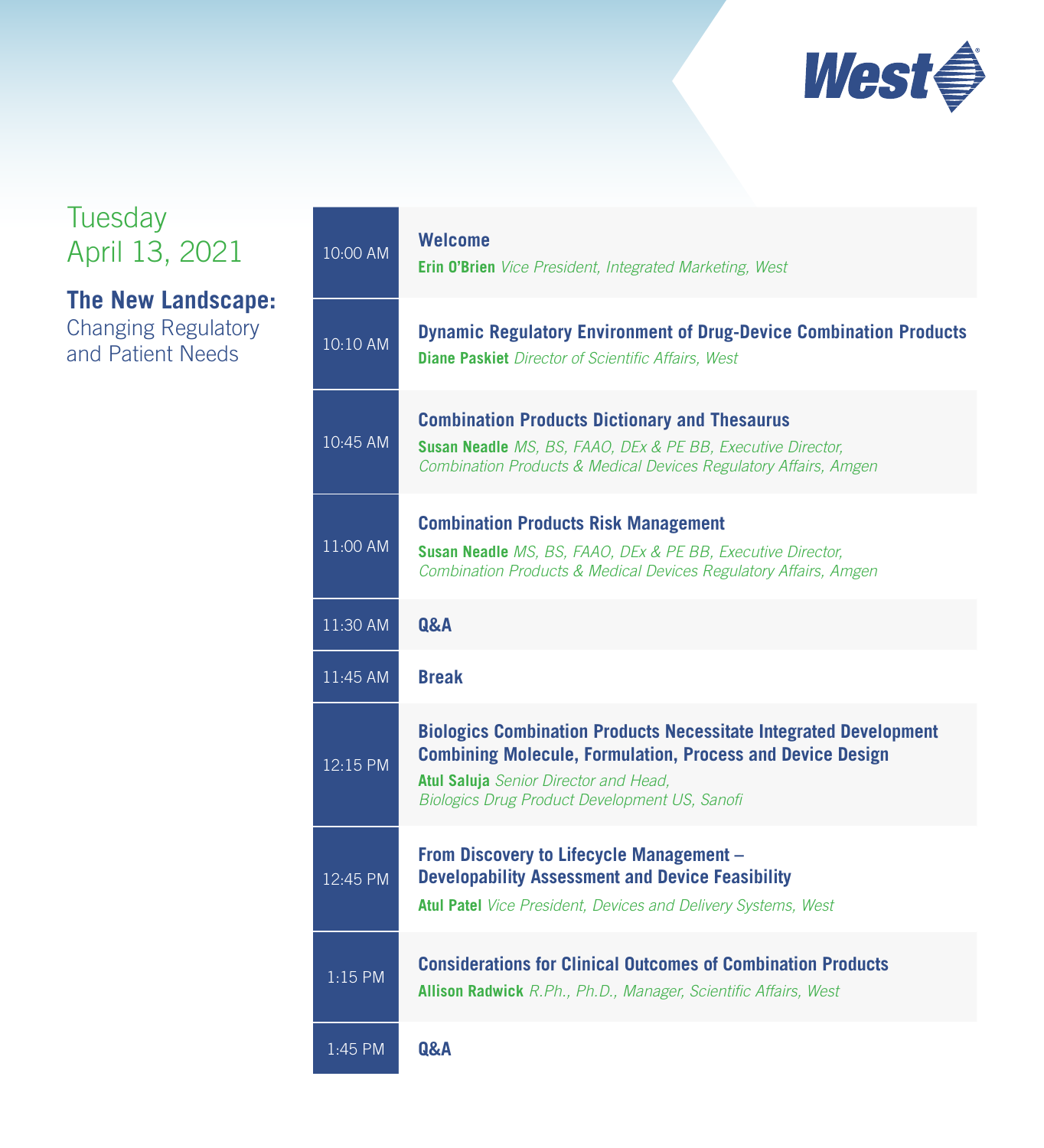## Tuesday
## April 13, 2021

**The New Landscape:**
Changing Regulatory and Patient Needs

| | |
|---|---|
| 10:00 AM | **Welcome**<br>**Erin O'Brien** *Vice President, Integrated Marketing, West* |
| 10:10 AM | **Dynamic Regulatory Environment of Drug-Device Combination Products**<br>**Diane Paskiet** *Director of Scientific Affairs, West* |
| 10:45 AM | **Combination Products Dictionary and Thesaurus**<br>**Susan Neadle** *MS, BS, FAAO, DEx & PE BB, Executive Director, Combination Products & Medical Devices Regulatory Affairs, Amgen* |
| 11:00 AM | **Combination Products Risk Management**<br>**Susan Neadle** *MS, BS, FAAO, DEx & PE BB, Executive Director, Combination Products & Medical Devices Regulatory Affairs, Amgen* |
| 11:30 AM | **Q&A** |
| 11:45 AM | **Break** |
| 12:15 PM | **Biologics Combination Products Necessitate Integrated Development Combining Molecule, Formulation, Process and Device Design**<br>**Atul Saluja** *Senior Director and Head, Biologics Drug Product Development US, Sanofi* |
| 12:45 PM | **From Discovery to Lifecycle Management – Developability Assessment and Device Feasibility**<br>**Atul Patel** *Vice President, Devices and Delivery Systems, West* |
| 1:15 PM | **Considerations for Clinical Outcomes of Combination Products**<br>**Allison Radwick** *R.Ph., Ph.D., Manager, Scientific Affairs, West* |
| 1:45 PM | **Q&A** |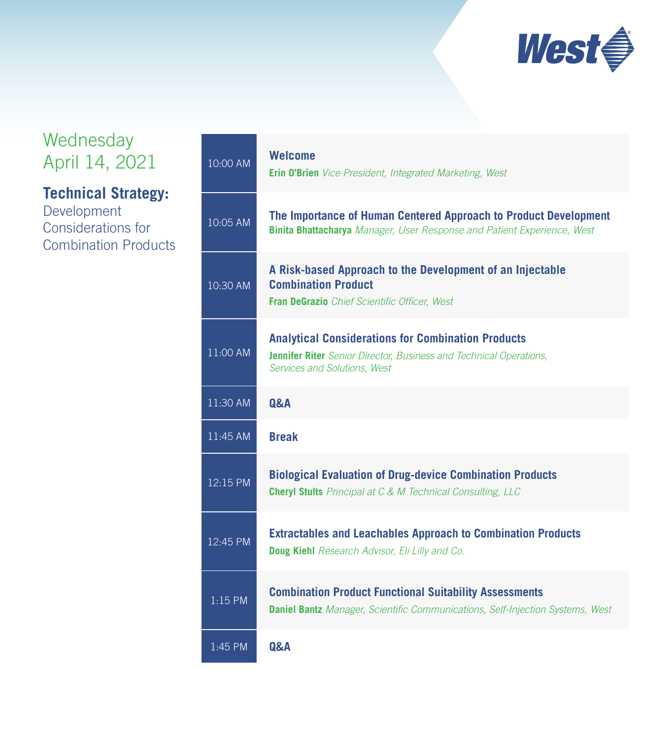West

Wednesday
April 14, 2021

**Technical Strategy:**
Development Considerations for Combination Products

| | |
|---|---|
| 10:00 AM | **Welcome**<br>**Erin O'Brien** *Vice President, Integrated Marketing, West* |
| 10:05 AM | **The Importance of Human Centered Approach to Product Development**<br>**Binita Bhattacharya** *Manager, User Response and Patient Experience, West* |
| 10:30 AM | **A Risk-based Approach to the Development of an Injectable Combination Product**<br>**Fran DeGrazio** *Chief Scientific Officer, West* |
| 11:00 AM | **Analytical Considerations for Combination Products**<br>**Jennifer Riter** *Senior Director, Business and Technical Operations, Services and Solutions, West* |
| 11:30 AM | **Q&A** |
| 11:45 AM | **Break** |
| 12:15 PM | **Biological Evaluation of Drug-device Combination Products**<br>**Cheryl Stults** *Principal at C & M Technical Consulting, LLC* |
| 12:45 PM | **Extractables and Leachables Approach to Combination Products**<br>**Doug Kiehl** *Research Advisor, Eli Lilly and Co.* |
| 1:15 PM | **Combination Product Functional Suitability Assessments**<br>**Daniel Bantz** *Manager, Scientific Communications, Self-Injection Systems, West* |
| 1:45 PM | **Q&A** |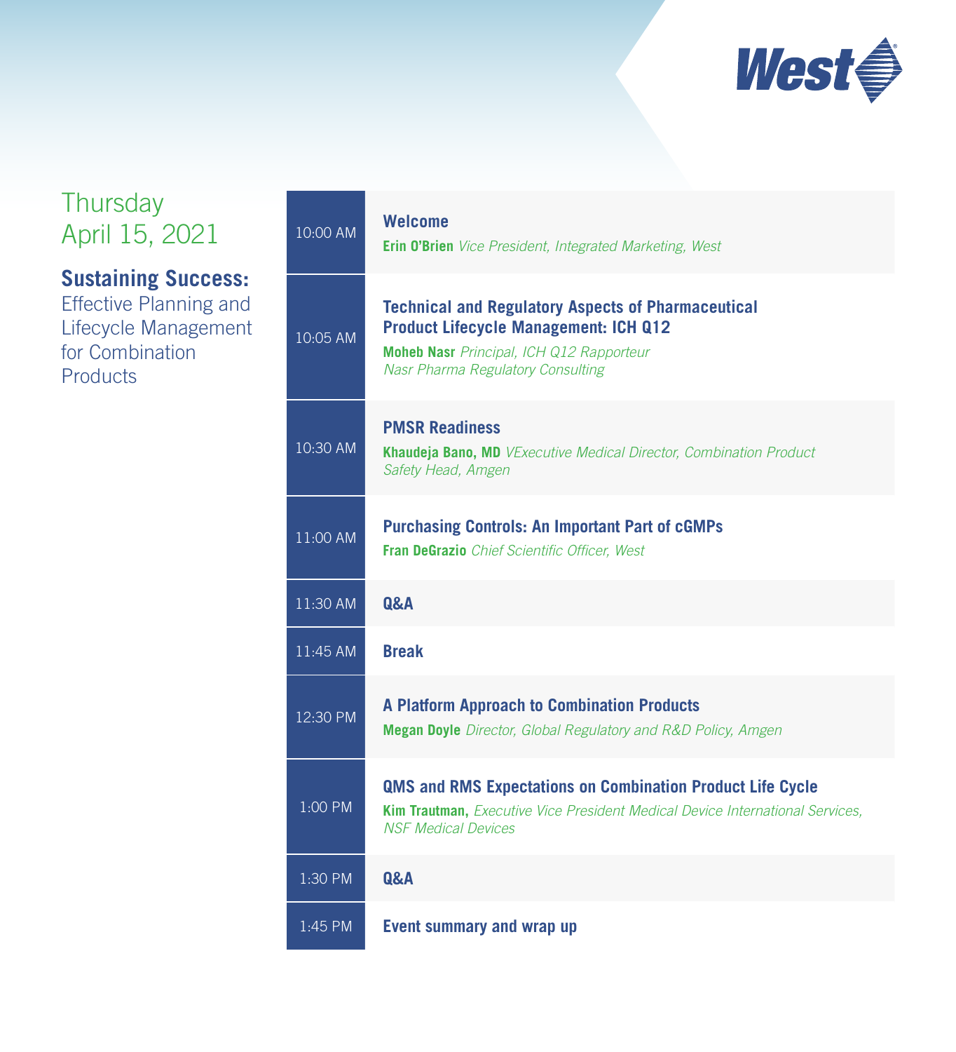Thursday
April 15, 2021

**Sustaining Success:** Effective Planning and Lifecycle Management for Combination Products

| | |
|---|---|
| 10:00 AM | **Welcome**<br>**Erin O'Brien** *Vice President, Integrated Marketing, West* |
| 10:05 AM | **Technical and Regulatory Aspects of Pharmaceutical Product Lifecycle Management: ICH Q12**<br>**Moheb Nasr** *Principal, ICH Q12 Rapporteur Nasr Pharma Regulatory Consulting* |
| 10:30 AM | **PMSR Readiness**<br>**Khaudeja Bano, MD** *VExecutive Medical Director, Combination Product Safety Head, Amgen* |
| 11:00 AM | **Purchasing Controls: An Important Part of cGMPs**<br>**Fran DeGrazio** *Chief Scientific Officer, West* |
| 11:30 AM | **Q&A** |
| 11:45 AM | **Break** |
| 12:30 PM | **A Platform Approach to Combination Products**<br>**Megan Doyle** *Director, Global Regulatory and R&D Policy, Amgen* |
| 1:00 PM | **QMS and RMS Expectations on Combination Product Life Cycle**<br>**Kim Trautman,** *Executive Vice President Medical Device International Services, NSF Medical Devices* |
| 1:30 PM | **Q&A** |
| 1:45 PM | **Event summary and wrap up** |